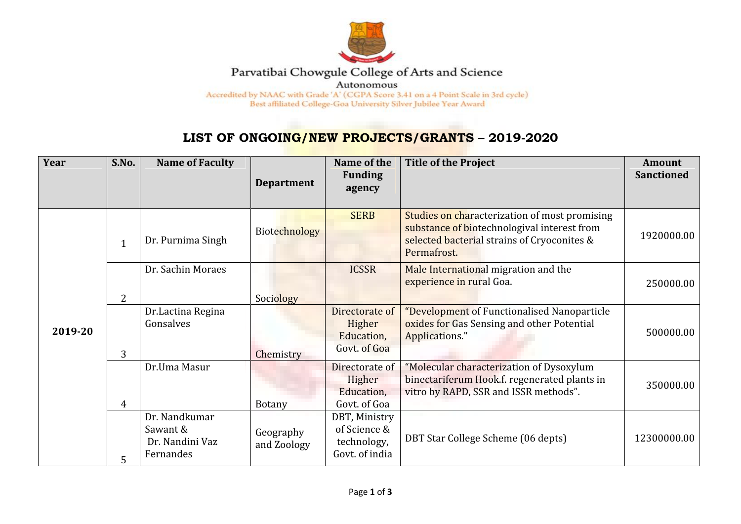Parvatibai Chowgule College of Arts and Science

Autonomous

Accredited by NAAC with Grade 'A' (CGPA Score 3.41 on a 4 Point Scale in 3rd cycle)

Best affiliated College-Goa University Silver Jubilee Year Award

# LIST OF ONGOING/NEW PROJECTS/GRANTS – 2019-2020

| Year | S.No. | Name of Faculty | Department | Name of the Funding agency | Title of the Project | Amount Sanctioned |
|---|---|---|---|---|---|---|
| 2019-20 | 1 | Dr. Purnima Singh | Biotechnology | SERB | Studies on characterization of most promising substance of biotechnologival interest from selected bacterial strains of Cryoconites & Permafrost. | 1920000.00 |
| | 2 | Dr. Sachin Moraes | Sociology | ICSSR | Male International migration and the experience in rural Goa. | 250000.00 |
| | 3 | Dr.Lactina Regina Gonsalves | Chemistry | Directorate of Higher Education, Govt. of Goa | "Development of Functionalised Nanoparticle oxides for Gas Sensing and other Potential Applications." | 500000.00 |
| | 4 | Dr.Uma Masur | Botany | Directorate of Higher Education, Govt. of Goa | "Molecular characterization of Dysoxylum binectariferum Hook.f. regenerated plants in vitro by RAPD, SSR and ISSR methods". | 350000.00 |
| | 5 | Dr. Nandkumar Sawant & Dr. Nandini Vaz Fernandes | Geography and Zoology | DBT, Ministry of Science & technology, Govt. of india | DBT Star College Scheme (06 depts) | 12300000.00 |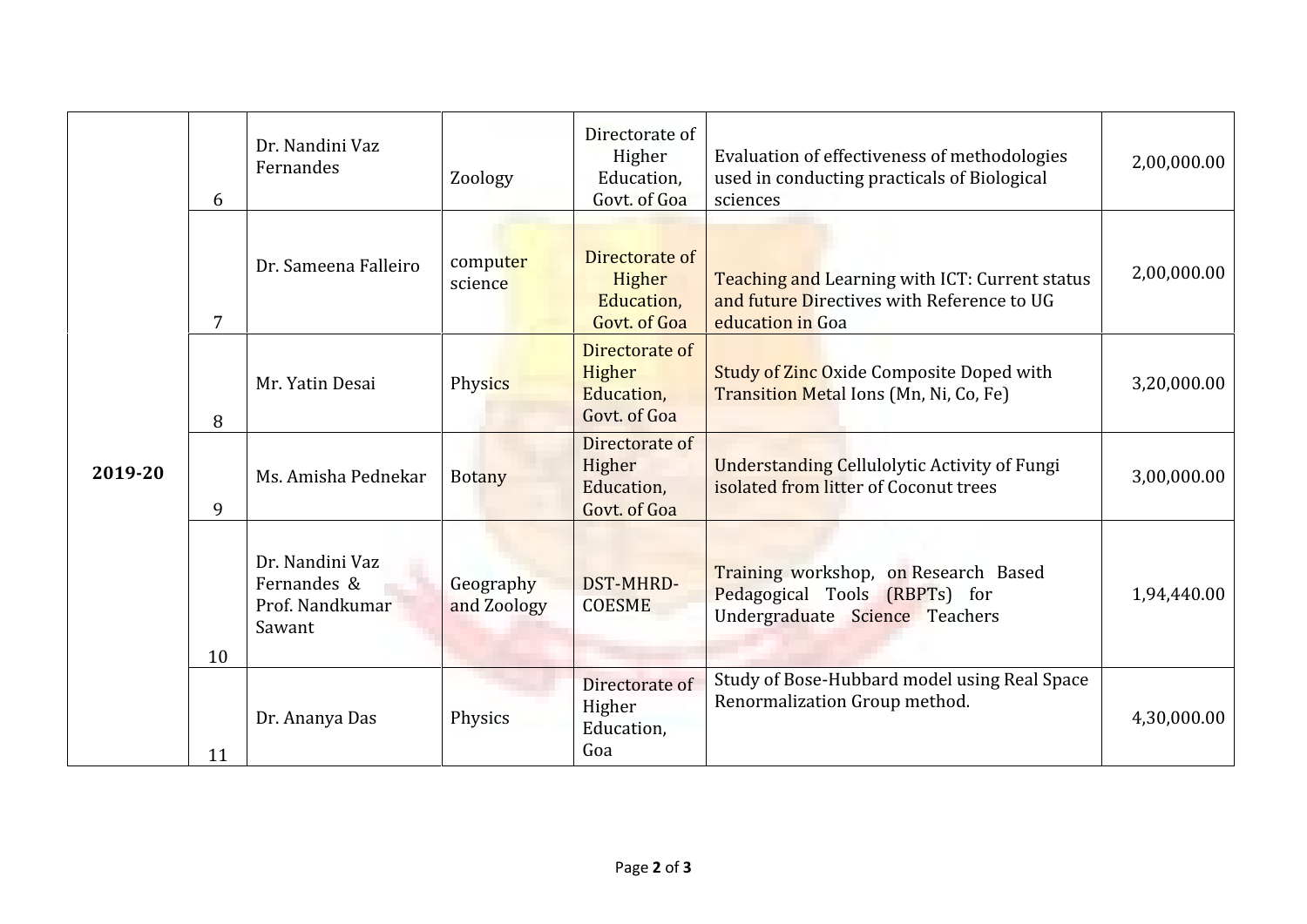| | | | | | | |
|---|---|---|---|---|---|---|
| **2019-20** | 6 | Dr. Nandini Vaz Fernandes | Zoology | Directorate of Higher Education, Govt. of Goa | Evaluation of effectiveness of methodologies used in conducting practicals of Biological sciences | 2,00,000.00 |
| | 7 | Dr. Sameena Falleiro | computer science | Directorate of Higher Education, Govt. of Goa | Teaching and Learning with ICT: Current status and future Directives with Reference to UG education in Goa | 2,00,000.00 |
| | 8 | Mr. Yatin Desai | Physics | Directorate of Higher Education, Govt. of Goa | Study of Zinc Oxide Composite Doped with Transition Metal Ions (Mn, Ni, Co, Fe) | 3,20,000.00 |
| | 9 | Ms. Amisha Pednekar | Botany | Directorate of Higher Education, Govt. of Goa | Understanding Cellulolytic Activity of Fungi isolated from litter of Coconut trees | 3,00,000.00 |
| | 10 | Dr. Nandini Vaz Fernandes & Prof. Nandkumar Sawant | Geography and Zoology | DST-MHRD-COESME | Training workshop, on Research Based Pedagogical Tools (RBPTs) for Undergraduate Science Teachers | 1,94,440.00 |
| | 11 | Dr. Ananya Das | Physics | Directorate of Higher Education, Goa | Study of Bose-Hubbard model using Real Space Renormalization Group method. | 4,30,000.00 |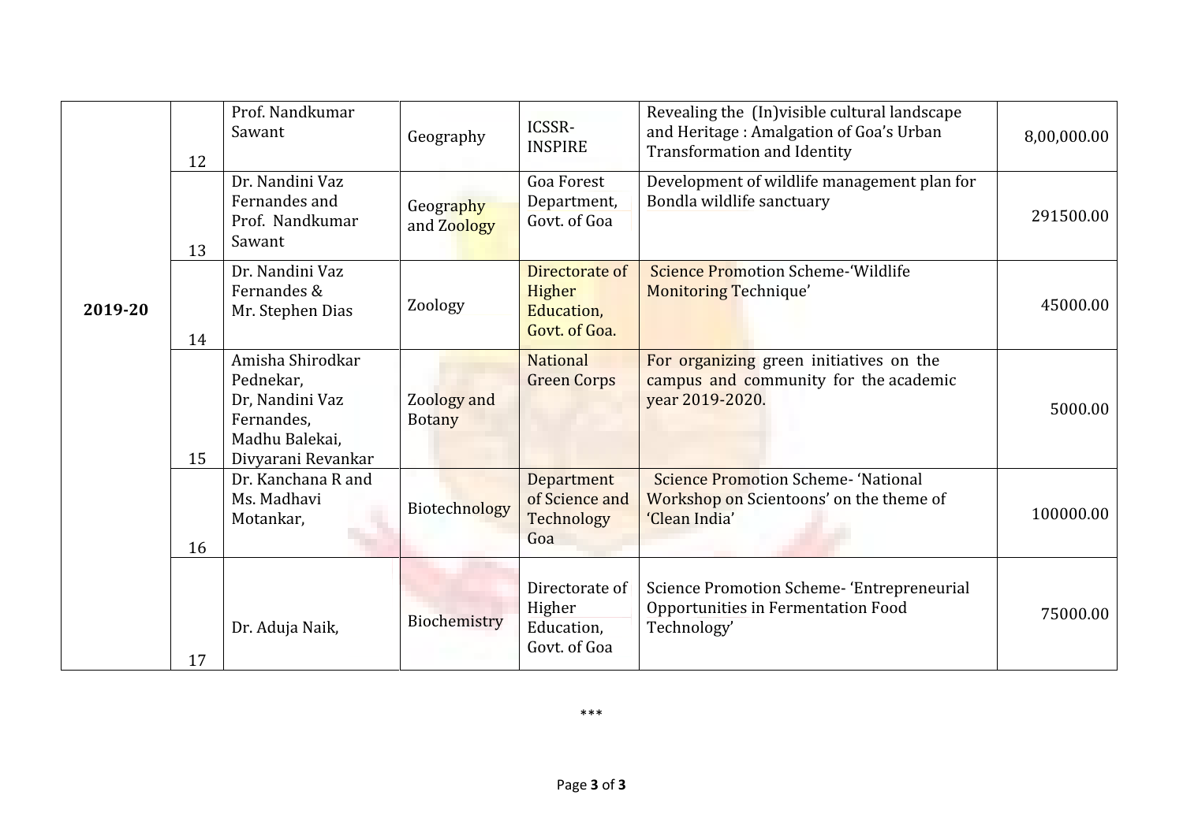| | | | | | | |
|---|---|---|---|---|---|---|
| 2019-20 | 12 | Prof. Nandkumar Sawant | Geography | ICSSR-INSPIRE | Revealing the (In)visible cultural landscape and Heritage : Amalgation of Goa's Urban Transformation and Identity | 8,00,000.00 |
| | 13 | Dr. Nandini Vaz Fernandes and Prof. Nandkumar Sawant | Geography and Zoology | Goa Forest Department, Govt. of Goa | Development of wildlife management plan for Bondla wildlife sanctuary | 291500.00 |
| | 14 | Dr. Nandini Vaz Fernandes & Mr. Stephen Dias | Zoology | Directorate of Higher Education, Govt. of Goa. | Science Promotion Scheme-'Wildlife Monitoring Technique' | 45000.00 |
| | 15 | Amisha Shirodkar Pednekar, Dr, Nandini Vaz Fernandes, Madhu Balekai, Divyarani Revankar | Zoology and Botany | National Green Corps | For organizing green initiatives on the campus and community for the academic year 2019-2020. | 5000.00 |
| | 16 | Dr. Kanchana R and Ms. Madhavi Motankar, | Biotechnology | Department of Science and Technology Goa | Science Promotion Scheme- 'National Workshop on Scientoons' on the theme of 'Clean India' | 100000.00 |
| | 17 | Dr. Aduja Naik, | Biochemistry | Directorate of Higher Education, Govt. of Goa | Science Promotion Scheme- 'Entrepreneurial Opportunities in Fermentation Food Technology' | 75000.00 |

***